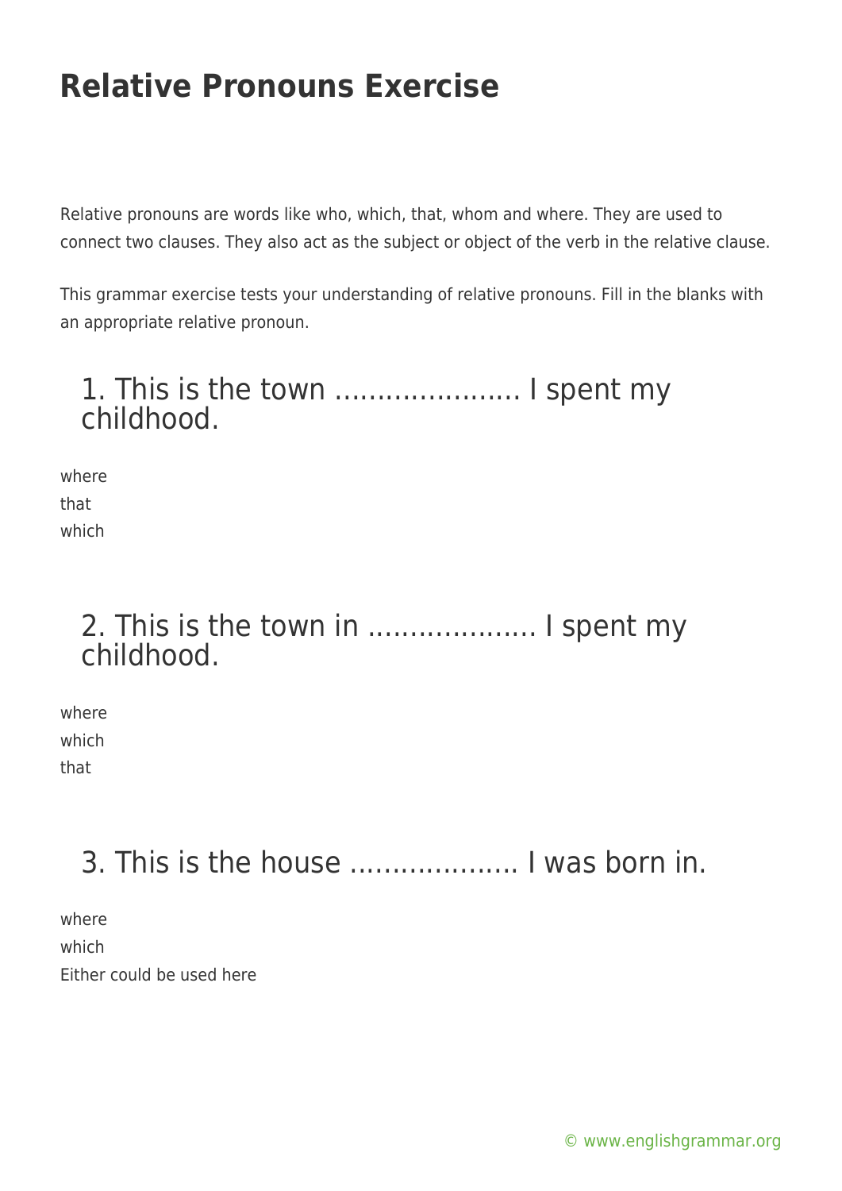# Relative Pronouns Exercise

Relative pronouns are words like who, which, that, whom and where. They are used to connect two clauses. They also act as the subject or object of the verb in the relative clause.

This grammar exercise tests your understanding of relative pronouns. Fill in the blanks with an appropriate relative pronoun.

## 1. This is the town ………………… I spent my childhood.

where
that
which

## 2. This is the town in ………………. I spent my childhood.

where
which
that

## 3. This is the house ………………. I was born in.

where
which
Either could be used here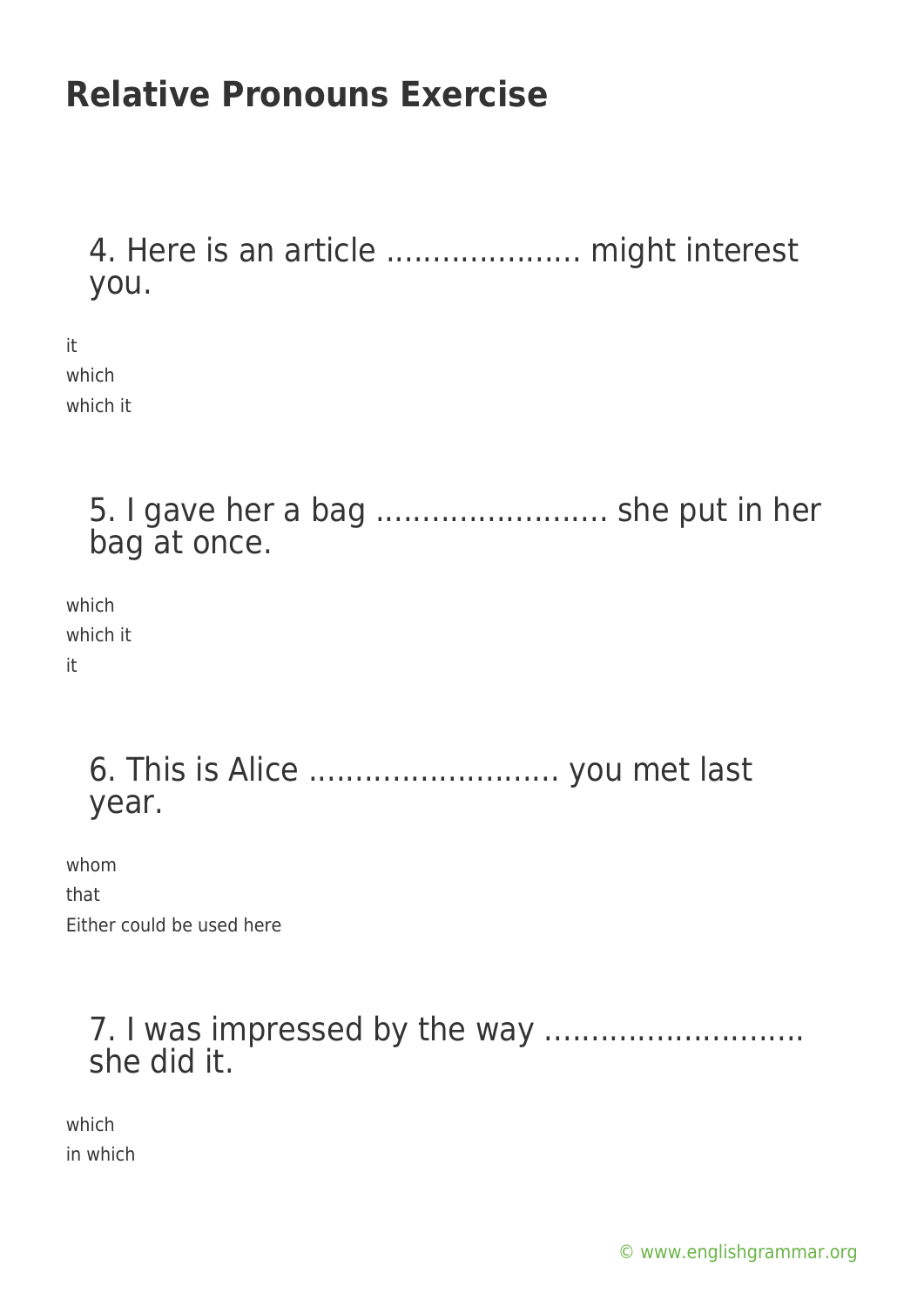# Relative Pronouns Exercise

4. Here is an article ..................... might interest you.

it
which
which it

5. I gave her a bag ......................... she put in her bag at once.

which
which it
it

6. This is Alice ........................... you met last year.

whom
that
Either could be used here

7. I was impressed by the way ............................ she did it.

which
in which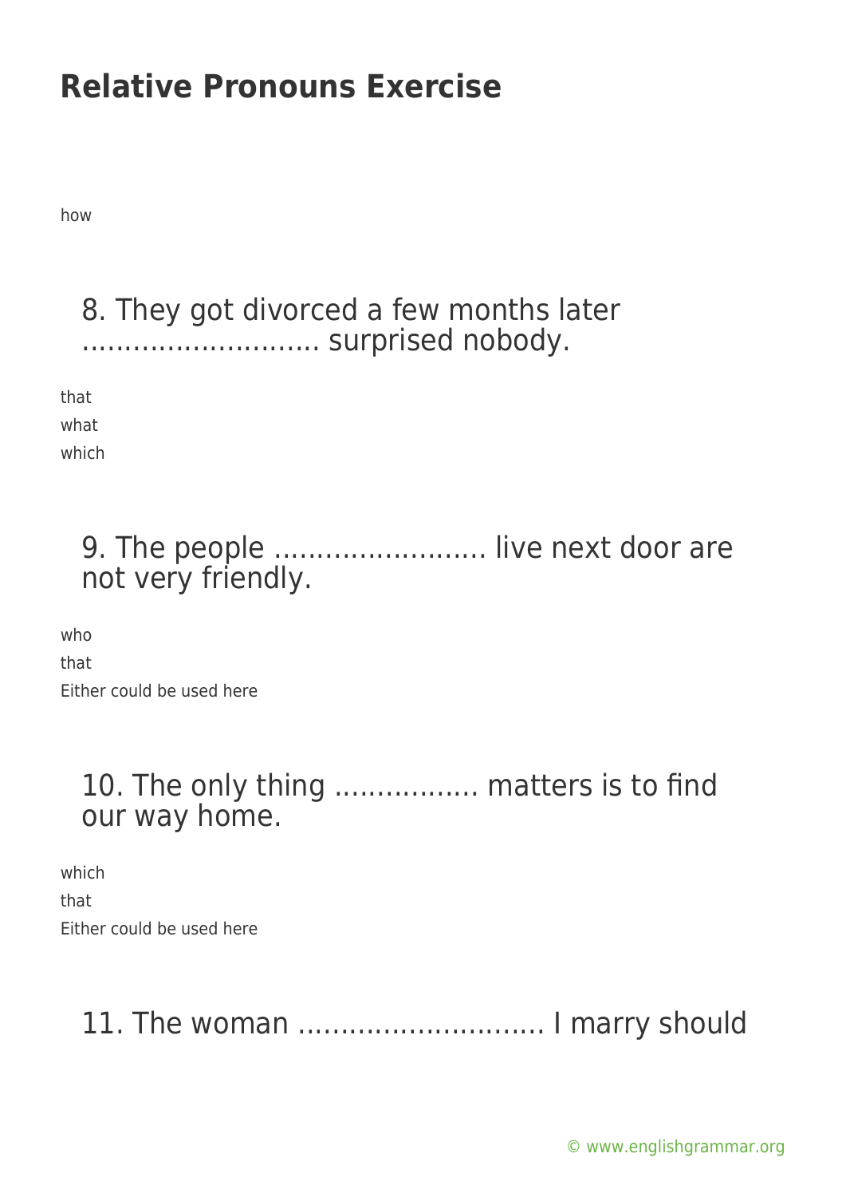how

8. They got divorced a few months later ……………………… surprised nobody.

that
what
which

9. The people …………………… live next door are not very friendly.

who
that
Either could be used here

10. The only thing …………….. matters is to find our way home.

which
that
Either could be used here

11. The woman ……………………….. I marry should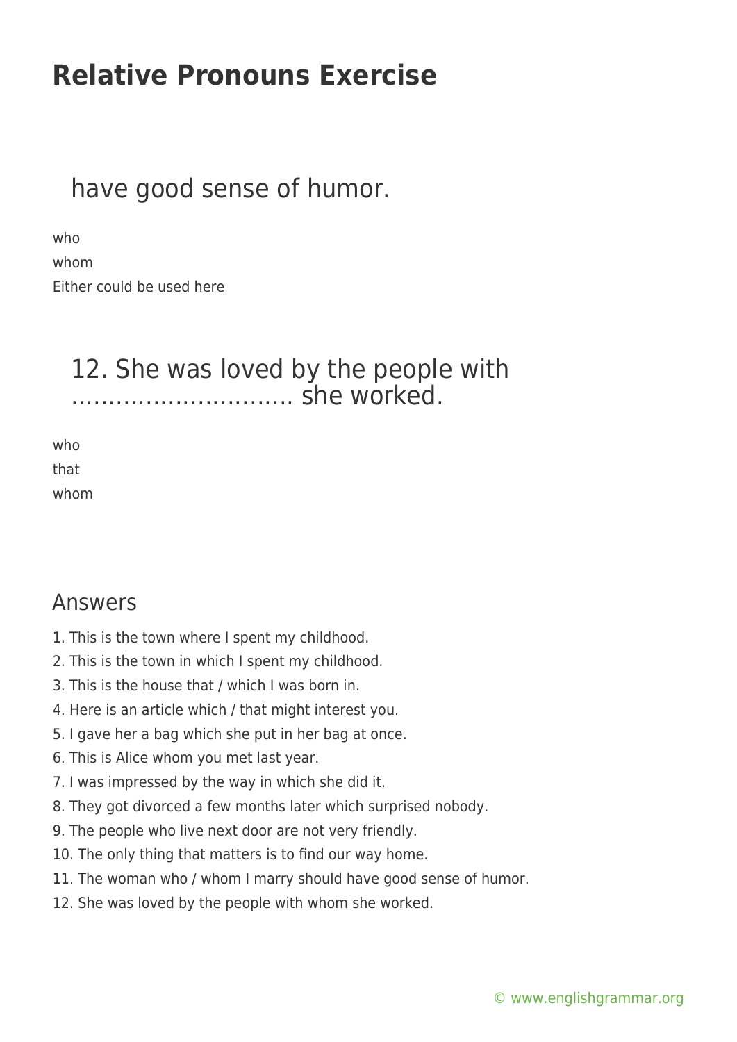# Relative Pronouns Exercise

## have good sense of humor.

who
whom
Either could be used here

## 12. She was loved by the people with ............................ she worked.

who
that
whom

## Answers

1. This is the town where I spent my childhood.
2. This is the town in which I spent my childhood.
3. This is the house that / which I was born in.
4. Here is an article which / that might interest you.
5. I gave her a bag which she put in her bag at once.
6. This is Alice whom you met last year.
7. I was impressed by the way in which she did it.
8. They got divorced a few months later which surprised nobody.
9. The people who live next door are not very friendly.
10. The only thing that matters is to find our way home.
11. The woman who / whom I marry should have good sense of humor.
12. She was loved by the people with whom she worked.

© www.englishgrammar.org